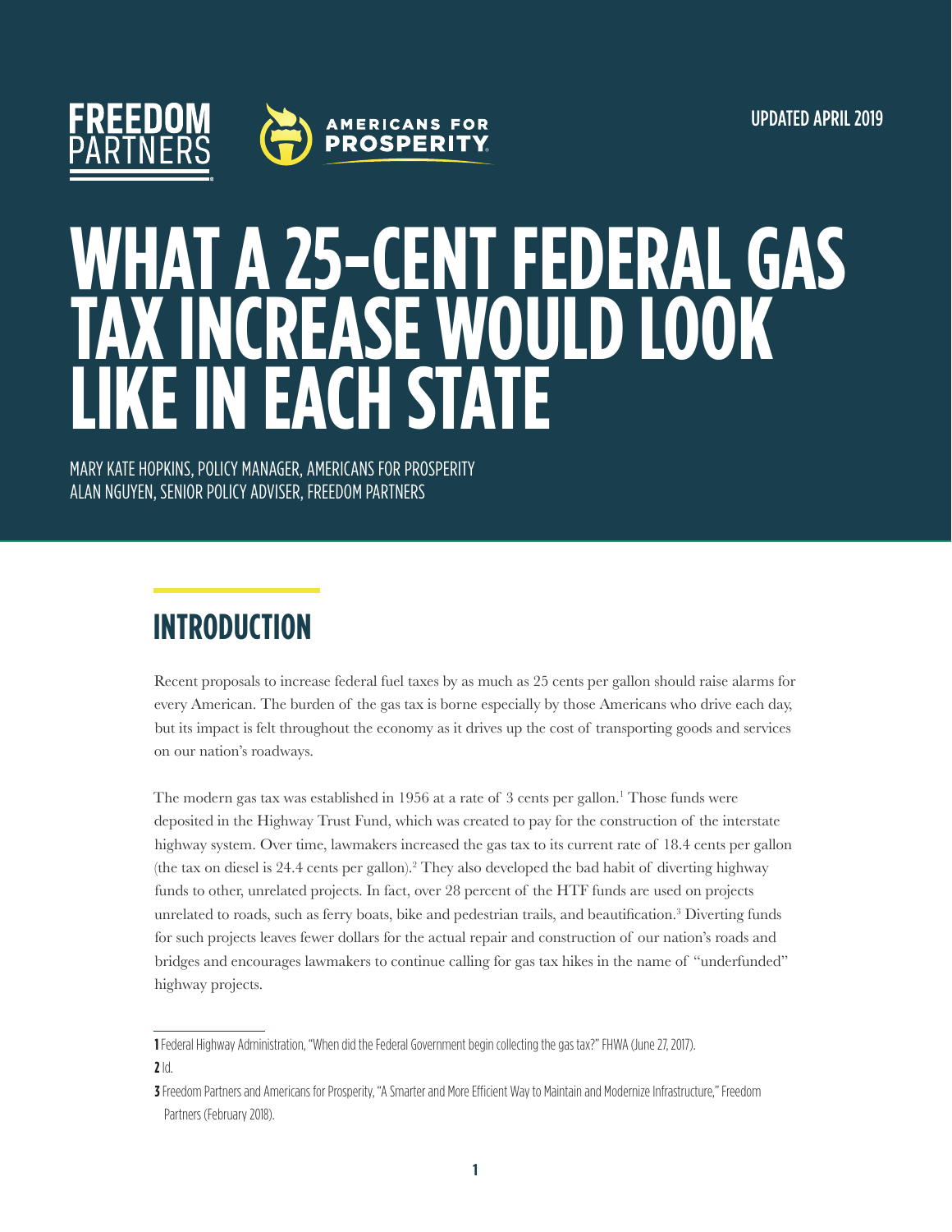FREEDOM PARTNERS

AMERICANS FOR PROSPERITY

UPDATED APRIL 2019

# WHAT A 25-CENT FEDERAL GAS TAX INCREASE WOULD LOOK LIKE IN EACH STATE

MARY KATE HOPKINS, POLICY MANAGER, AMERICANS FOR PROSPERITY
ALAN NGUYEN, SENIOR POLICY ADVISER, FREEDOM PARTNERS

## INTRODUCTION

Recent proposals to increase federal fuel taxes by as much as 25 cents per gallon should raise alarms for every American. The burden of the gas tax is borne especially by those Americans who drive each day, but its impact is felt throughout the economy as it drives up the cost of transporting goods and services on our nation's roadways.

The modern gas tax was established in 1956 at a rate of 3 cents per gallon.[1] Those funds were deposited in the Highway Trust Fund, which was created to pay for the construction of the interstate highway system. Over time, lawmakers increased the gas tax to its current rate of 18.4 cents per gallon (the tax on diesel is 24.4 cents per gallon).[2] They also developed the bad habit of diverting highway funds to other, unrelated projects. In fact, over 28 percent of the HTF funds are used on projects unrelated to roads, such as ferry boats, bike and pedestrian trails, and beautification.[3] Diverting funds for such projects leaves fewer dollars for the actual repair and construction of our nation's roads and bridges and encourages lawmakers to continue calling for gas tax hikes in the name of "underfunded" highway projects.

---

**1** Federal Highway Administration, "When did the Federal Government begin collecting the gas tax?" FHWA (June 27, 2017).

**2** Id.

**3** Freedom Partners and Americans for Prosperity, "A Smarter and More Efficient Way to Maintain and Modernize Infrastructure," Freedom Partners (February 2018).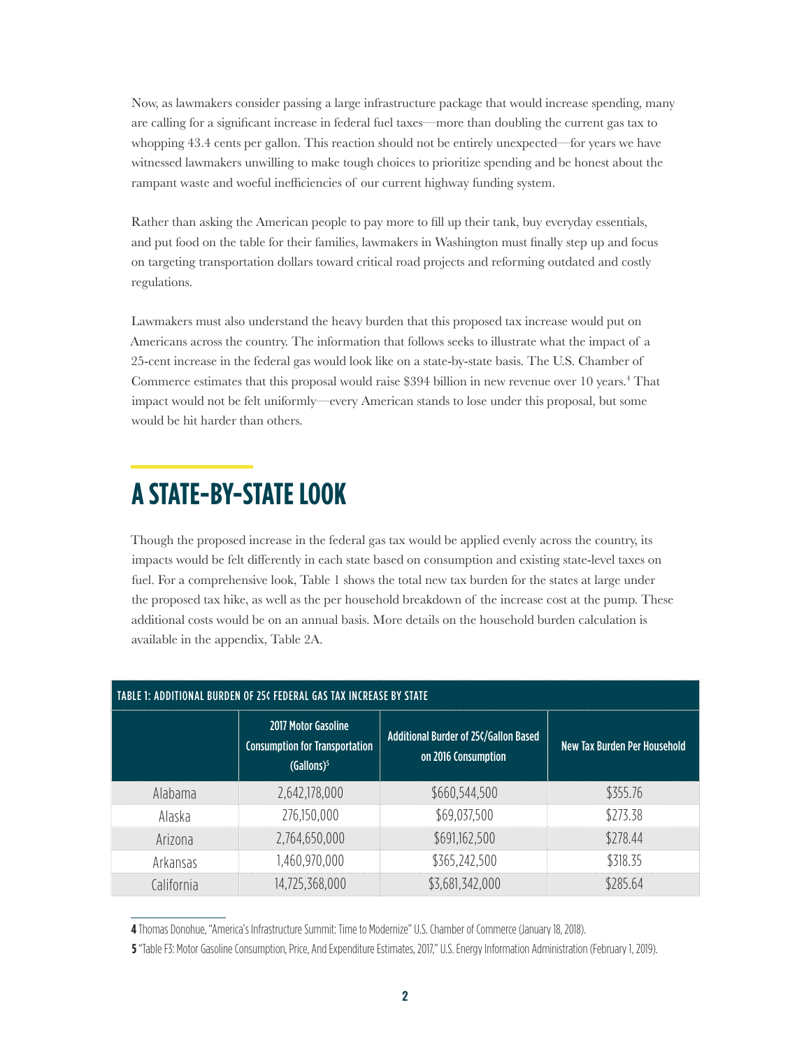Now, as lawmakers consider passing a large infrastructure package that would increase spending, many are calling for a significant increase in federal fuel taxes—more than doubling the current gas tax to whopping 43.4 cents per gallon. This reaction should not be entirely unexpected—for years we have witnessed lawmakers unwilling to make tough choices to prioritize spending and be honest about the rampant waste and woeful inefficiencies of our current highway funding system.

Rather than asking the American people to pay more to fill up their tank, buy everyday essentials, and put food on the table for their families, lawmakers in Washington must finally step up and focus on targeting transportation dollars toward critical road projects and reforming outdated and costly regulations.

Lawmakers must also understand the heavy burden that this proposed tax increase would put on Americans across the country. The information that follows seeks to illustrate what the impact of a 25-cent increase in the federal gas would look like on a state-by-state basis. The U.S. Chamber of Commerce estimates that this proposal would raise $394 billion in new revenue over 10 years.[4] That impact would not be felt uniformly—every American stands to lose under this proposal, but some would be hit harder than others.

## A STATE-BY-STATE LOOK

Though the proposed increase in the federal gas tax would be applied evenly across the country, its impacts would be felt differently in each state based on consumption and existing state-level taxes on fuel. For a comprehensive look, Table 1 shows the total new tax burden for the states at large under the proposed tax hike, as well as the per household breakdown of the increase cost at the pump. These additional costs would be on an annual basis. More details on the household burden calculation is available in the appendix, Table 2A.

**TABLE 1: ADDITIONAL BURDEN OF 25¢ FEDERAL GAS TAX INCREASE BY STATE**

| | 2017 Motor Gasoline Consumption for Transportation (Gallons)[5] | Additional Burder of 25¢/Gallon Based on 2016 Consumption | New Tax Burden Per Household |
|---|---|---|---|
| Alabama | 2,642,178,000 | $660,544,500 | $355.76 |
| Alaska | 276,150,000 | $69,037,500 | $273.38 |
| Arizona | 2,764,650,000 | $691,162,500 | $278.44 |
| Arkansas | 1,460,970,000 | $365,242,500 | $318.35 |
| California | 14,725,368,000 | $3,681,342,000 | $285.64 |

[4] Thomas Donohue, "America's Infrastructure Summit: Time to Modernize" U.S. Chamber of Commerce (January 18, 2018).

[5] "Table F3: Motor Gasoline Consumption, Price, And Expenditure Estimates, 2017," U.S. Energy Information Administration (February 1, 2019).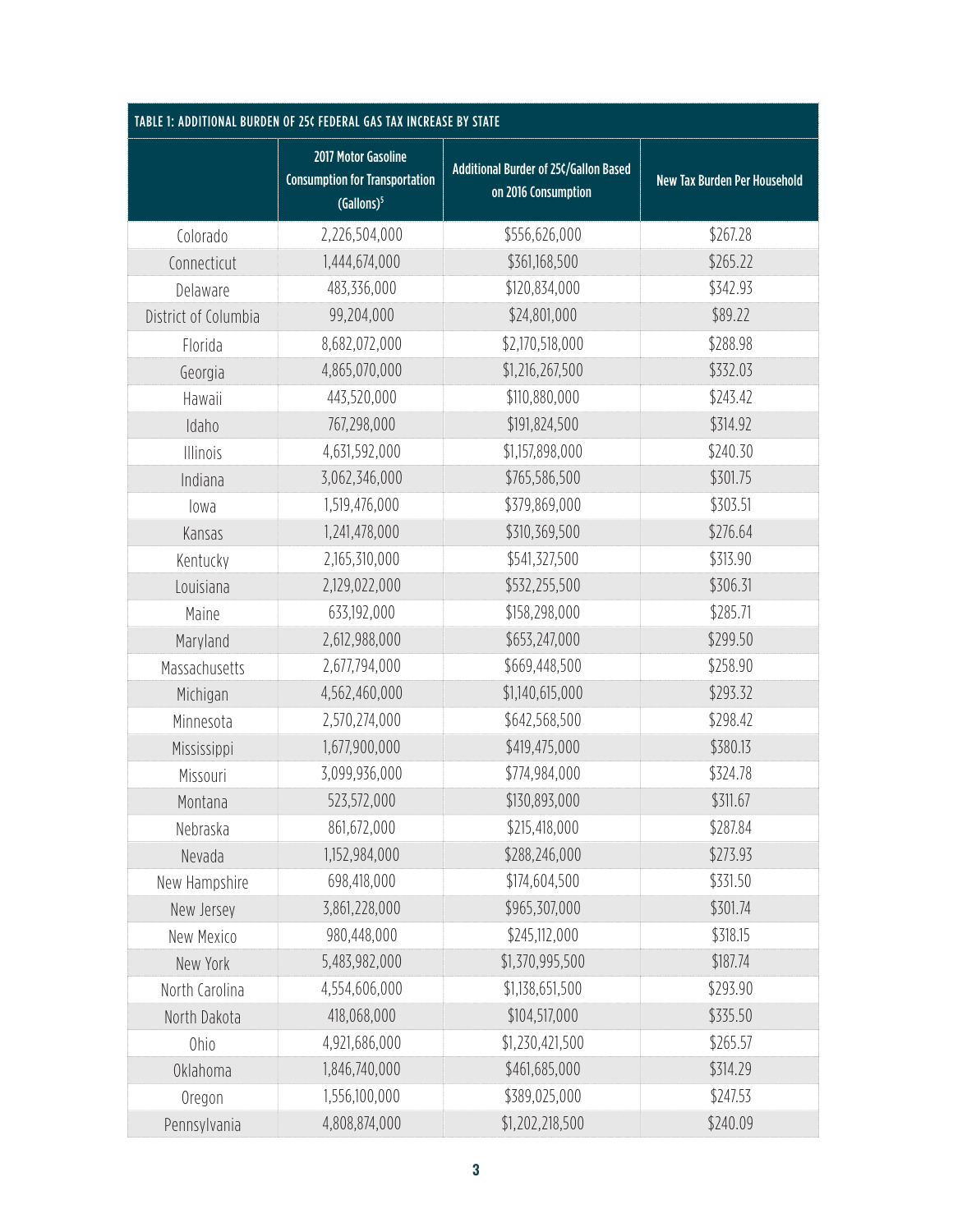| TABLE 1: ADDITIONAL BURDEN OF 25¢ FEDERAL GAS TAX INCREASE BY STATE | | | |
|---|---|---|---|
| | 2017 Motor Gasoline Consumption for Transportation (Gallons)[5] | Additional Burden of 25¢/Gallon Based on 2016 Consumption | New Tax Burden Per Household |
| Colorado | 2,226,504,000 | $556,626,000 | $267.28 |
| Connecticut | 1,444,674,000 | $361,168,500 | $265.22 |
| Delaware | 483,336,000 | $120,834,000 | $342.93 |
| District of Columbia | 99,204,000 | $24,801,000 | $89.22 |
| Florida | 8,682,072,000 | $2,170,518,000 | $288.98 |
| Georgia | 4,865,070,000 | $1,216,267,500 | $332.03 |
| Hawaii | 443,520,000 | $110,880,000 | $243.42 |
| Idaho | 767,298,000 | $191,824,500 | $314.92 |
| Illinois | 4,631,592,000 | $1,157,898,000 | $240.30 |
| Indiana | 3,062,346,000 | $765,586,500 | $301.75 |
| Iowa | 1,519,476,000 | $379,869,000 | $303.51 |
| Kansas | 1,241,478,000 | $310,369,500 | $276.64 |
| Kentucky | 2,165,310,000 | $541,327,500 | $313.90 |
| Louisiana | 2,129,022,000 | $532,255,500 | $306.31 |
| Maine | 633,192,000 | $158,298,000 | $285.71 |
| Maryland | 2,612,988,000 | $653,247,000 | $299.50 |
| Massachusetts | 2,677,794,000 | $669,448,500 | $258.90 |
| Michigan | 4,562,460,000 | $1,140,615,000 | $293.32 |
| Minnesota | 2,570,274,000 | $642,568,500 | $298.42 |
| Mississippi | 1,677,900,000 | $419,475,000 | $380.13 |
| Missouri | 3,099,936,000 | $774,984,000 | $324.78 |
| Montana | 523,572,000 | $130,893,000 | $311.67 |
| Nebraska | 861,672,000 | $215,418,000 | $287.84 |
| Nevada | 1,152,984,000 | $288,246,000 | $273.93 |
| New Hampshire | 698,418,000 | $174,604,500 | $331.50 |
| New Jersey | 3,861,228,000 | $965,307,000 | $301.74 |
| New Mexico | 980,448,000 | $245,112,000 | $318.15 |
| New York | 5,483,982,000 | $1,370,995,500 | $187.74 |
| North Carolina | 4,554,606,000 | $1,138,651,500 | $293.90 |
| North Dakota | 418,068,000 | $104,517,000 | $335.50 |
| Ohio | 4,921,686,000 | $1,230,421,500 | $265.57 |
| Oklahoma | 1,846,740,000 | $461,685,000 | $314.29 |
| Oregon | 1,556,100,000 | $389,025,000 | $247.53 |
| Pennsylvania | 4,808,874,000 | $1,202,218,500 | $240.09 |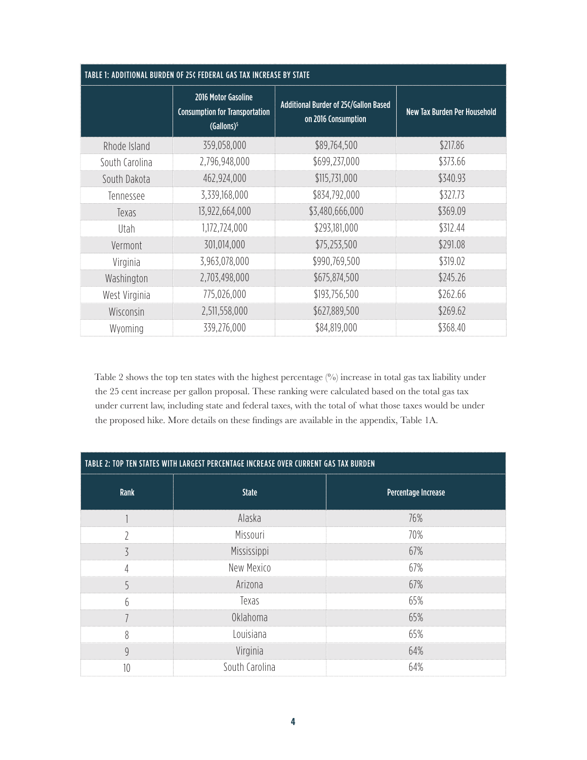| TABLE 1: ADDITIONAL BURDEN OF 25¢ FEDERAL GAS TAX INCREASE BY STATE | | | |
|---|---|---|---|
| | 2016 Motor Gasoline Consumption for Transportation (Gallons)[5] | Additional Burder of 25¢/Gallon Based on 2016 Consumption | New Tax Burden Per Household |
| Rhode Island | 359,058,000 | $89,764,500 | $217.86 |
| South Carolina | 2,796,948,000 | $699,237,000 | $373.66 |
| South Dakota | 462,924,000 | $115,731,000 | $340.93 |
| Tennessee | 3,339,168,000 | $834,792,000 | $327.73 |
| Texas | 13,922,664,000 | $3,480,666,000 | $369.09 |
| Utah | 1,172,724,000 | $293,181,000 | $312.44 |
| Vermont | 301,014,000 | $75,253,500 | $291.08 |
| Virginia | 3,963,078,000 | $990,769,500 | $319.02 |
| Washington | 2,703,498,000 | $675,874,500 | $245.26 |
| West Virginia | 775,026,000 | $193,756,500 | $262.66 |
| Wisconsin | 2,511,558,000 | $627,889,500 | $269.62 |
| Wyoming | 339,276,000 | $84,819,000 | $368.40 |

Table 2 shows the top ten states with the highest percentage (%) increase in total gas tax liability under the 25 cent increase per gallon proposal. These ranking were calculated based on the total gas tax under current law, including state and federal taxes, with the total of what those taxes would be under the proposed hike. More details on these findings are available in the appendix, Table 1A.

| TABLE 2: TOP TEN STATES WITH LARGEST PERCENTAGE INCREASE OVER CURRENT GAS TAX BURDEN | | |
|---|---|---|
| Rank | State | Percentage Increase |
| 1 | Alaska | 76% |
| 2 | Missouri | 70% |
| 3 | Mississippi | 67% |
| 4 | New Mexico | 67% |
| 5 | Arizona | 67% |
| 6 | Texas | 65% |
| 7 | Oklahoma | 65% |
| 8 | Louisiana | 65% |
| 9 | Virginia | 64% |
| 10 | South Carolina | 64% |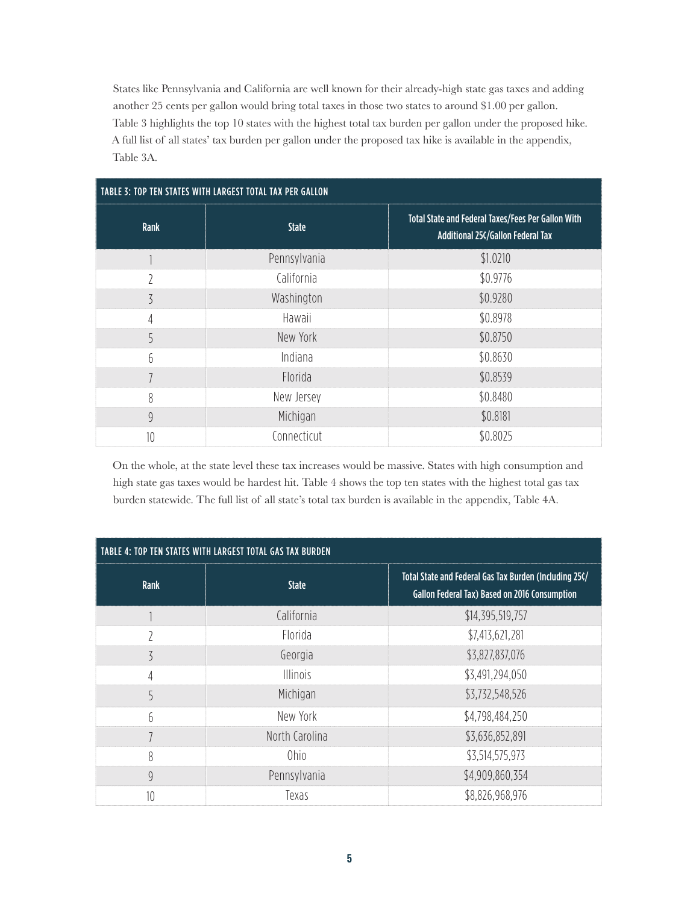States like Pennsylvania and California are well known for their already-high state gas taxes and adding another 25 cents per gallon would bring total taxes in those two states to around $1.00 per gallon. Table 3 highlights the top 10 states with the highest total tax burden per gallon under the proposed hike. A full list of all states' tax burden per gallon under the proposed tax hike is available in the appendix, Table 3A.

**TABLE 3: TOP TEN STATES WITH LARGEST TOTAL TAX PER GALLON**

| Rank | State | Total State and Federal Taxes/Fees Per Gallon With Additional 25¢/Gallon Federal Tax |
|---|---|---|
| 1 | Pennsylvania | $1.0210 |
| 2 | California | $0.9776 |
| 3 | Washington | $0.9280 |
| 4 | Hawaii | $0.8978 |
| 5 | New York | $0.8750 |
| 6 | Indiana | $0.8630 |
| 7 | Florida | $0.8539 |
| 8 | New Jersey | $0.8480 |
| 9 | Michigan | $0.8181 |
| 10 | Connecticut | $0.8025 |

On the whole, at the state level these tax increases would be massive. States with high consumption and high state gas taxes would be hardest hit. Table 4 shows the top ten states with the highest total gas tax burden statewide. The full list of all state's total tax burden is available in the appendix, Table 4A.

**TABLE 4: TOP TEN STATES WITH LARGEST TOTAL GAS TAX BURDEN**

| Rank | State | Total State and Federal Gas Tax Burden (Including 25¢/Gallon Federal Tax) Based on 2016 Consumption |
|---|---|---|
| 1 | California | $14,395,519,757 |
| 2 | Florida | $7,413,621,281 |
| 3 | Georgia | $3,827,837,076 |
| 4 | Illinois | $3,491,294,050 |
| 5 | Michigan | $3,732,548,526 |
| 6 | New York | $4,798,484,250 |
| 7 | North Carolina | $3,636,852,891 |
| 8 | Ohio | $3,514,575,973 |
| 9 | Pennsylvania | $4,909,860,354 |
| 10 | Texas | $8,826,968,976 |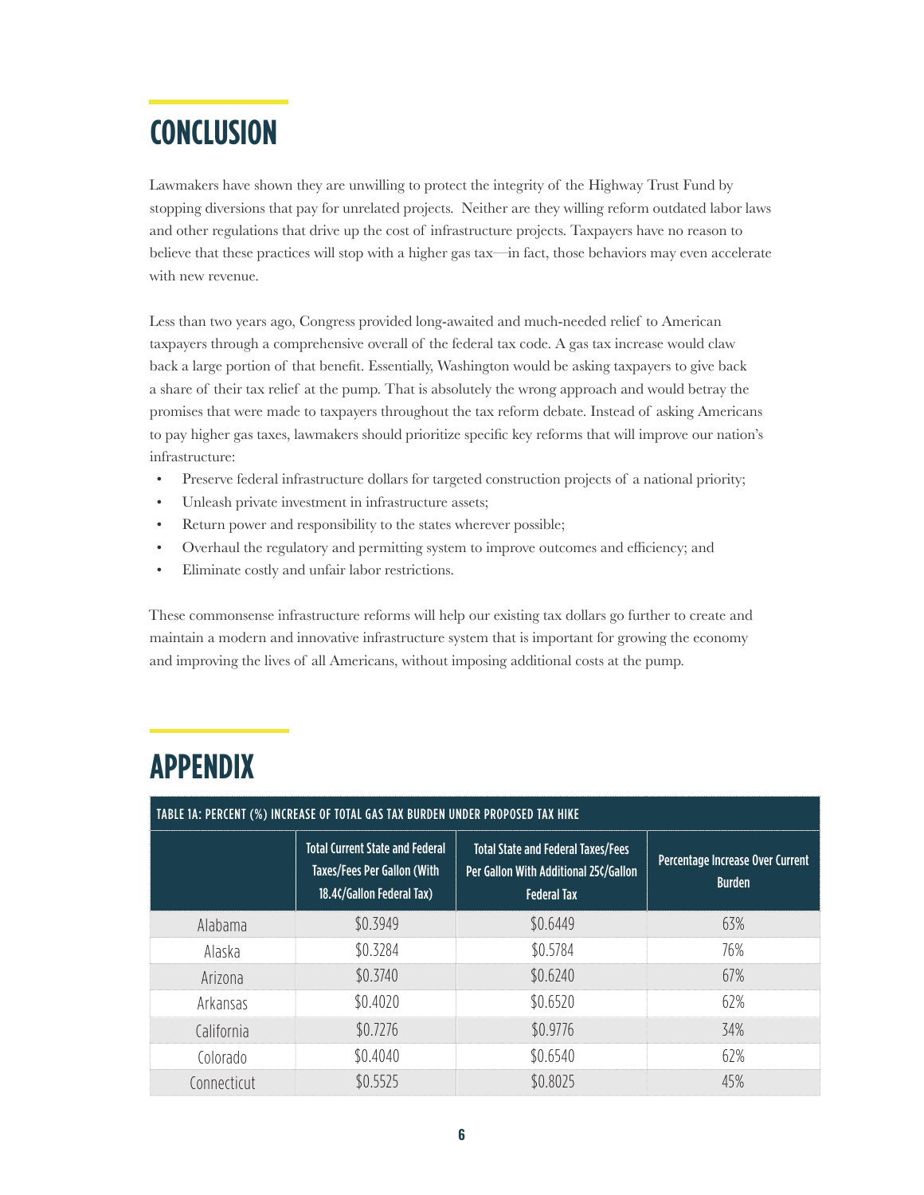# CONCLUSION

Lawmakers have shown they are unwilling to protect the integrity of the Highway Trust Fund by stopping diversions that pay for unrelated projects. Neither are they willing reform outdated labor laws and other regulations that drive up the cost of infrastructure projects. Taxpayers have no reason to believe that these practices will stop with a higher gas tax—in fact, those behaviors may even accelerate with new revenue.

Less than two years ago, Congress provided long-awaited and much-needed relief to American taxpayers through a comprehensive overall of the federal tax code. A gas tax increase would claw back a large portion of that benefit. Essentially, Washington would be asking taxpayers to give back a share of their tax relief at the pump. That is absolutely the wrong approach and would betray the promises that were made to taxpayers throughout the tax reform debate. Instead of asking Americans to pay higher gas taxes, lawmakers should prioritize specific key reforms that will improve our nation's infrastructure:

- Preserve federal infrastructure dollars for targeted construction projects of a national priority;
- Unleash private investment in infrastructure assets;
- Return power and responsibility to the states wherever possible;
- Overhaul the regulatory and permitting system to improve outcomes and efficiency; and
- Eliminate costly and unfair labor restrictions.

These commonsense infrastructure reforms will help our existing tax dollars go further to create and maintain a modern and innovative infrastructure system that is important for growing the economy and improving the lives of all Americans, without imposing additional costs at the pump.

# APPENDIX

**TABLE 1A: PERCENT (%) INCREASE OF TOTAL GAS TAX BURDEN UNDER PROPOSED TAX HIKE**

| | Total Current State and Federal Taxes/Fees Per Gallon (With 18.4¢/Gallon Federal Tax) | Total State and Federal Taxes/Fees Per Gallon With Additional 25¢/Gallon Federal Tax | Percentage Increase Over Current Burden |
|---|---|---|---|
| Alabama | $0.3949 | $0.6449 | 63% |
| Alaska | $0.3284 | $0.5784 | 76% |
| Arizona | $0.3740 | $0.6240 | 67% |
| Arkansas | $0.4020 | $0.6520 | 62% |
| California | $0.7276 | $0.9776 | 34% |
| Colorado | $0.4040 | $0.6540 | 62% |
| Connecticut | $0.5525 | $0.8025 | 45% |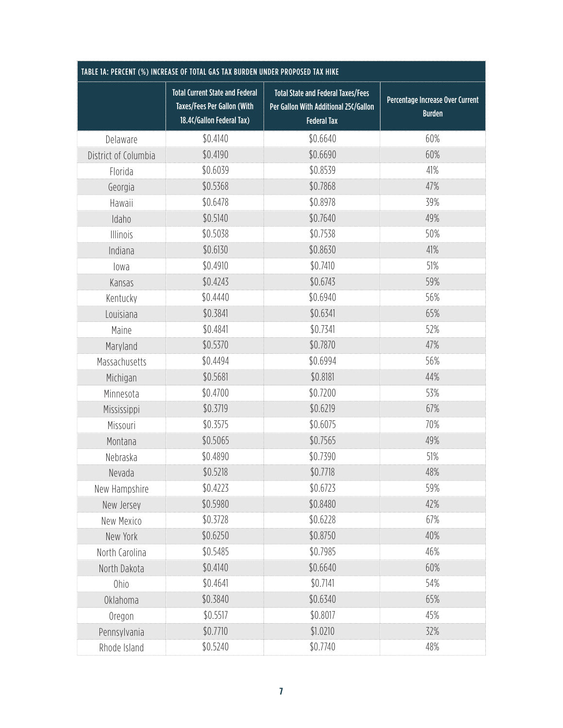| TABLE 1A: PERCENT (%) INCREASE OF TOTAL GAS TAX BURDEN UNDER PROPOSED TAX HIKE | | | |
|---|---|---|---|
| | Total Current State and Federal Taxes/Fees Per Gallon (With 18.4¢/Gallon Federal Tax) | Total State and Federal Taxes/Fees Per Gallon With Additional 25¢/Gallon Federal Tax | Percentage Increase Over Current Burden |
| Delaware | $0.4140 | $0.6640 | 60% |
| District of Columbia | $0.4190 | $0.6690 | 60% |
| Florida | $0.6039 | $0.8539 | 41% |
| Georgia | $0.5368 | $0.7868 | 47% |
| Hawaii | $0.6478 | $0.8978 | 39% |
| Idaho | $0.5140 | $0.7640 | 49% |
| Illinois | $0.5038 | $0.7538 | 50% |
| Indiana | $0.6130 | $0.8630 | 41% |
| Iowa | $0.4910 | $0.7410 | 51% |
| Kansas | $0.4243 | $0.6743 | 59% |
| Kentucky | $0.4440 | $0.6940 | 56% |
| Louisiana | $0.3841 | $0.6341 | 65% |
| Maine | $0.4841 | $0.7341 | 52% |
| Maryland | $0.5370 | $0.7870 | 47% |
| Massachusetts | $0.4494 | $0.6994 | 56% |
| Michigan | $0.5681 | $0.8181 | 44% |
| Minnesota | $0.4700 | $0.7200 | 53% |
| Mississippi | $0.3719 | $0.6219 | 67% |
| Missouri | $0.3575 | $0.6075 | 70% |
| Montana | $0.5065 | $0.7565 | 49% |
| Nebraska | $0.4890 | $0.7390 | 51% |
| Nevada | $0.5218 | $0.7718 | 48% |
| New Hampshire | $0.4223 | $0.6723 | 59% |
| New Jersey | $0.5980 | $0.8480 | 42% |
| New Mexico | $0.3728 | $0.6228 | 67% |
| New York | $0.6250 | $0.8750 | 40% |
| North Carolina | $0.5485 | $0.7985 | 46% |
| North Dakota | $0.4140 | $0.6640 | 60% |
| Ohio | $0.4641 | $0.7141 | 54% |
| Oklahoma | $0.3840 | $0.6340 | 65% |
| Oregon | $0.5517 | $0.8017 | 45% |
| Pennsylvania | $0.7710 | $1.0210 | 32% |
| Rhode Island | $0.5240 | $0.7740 | 48% |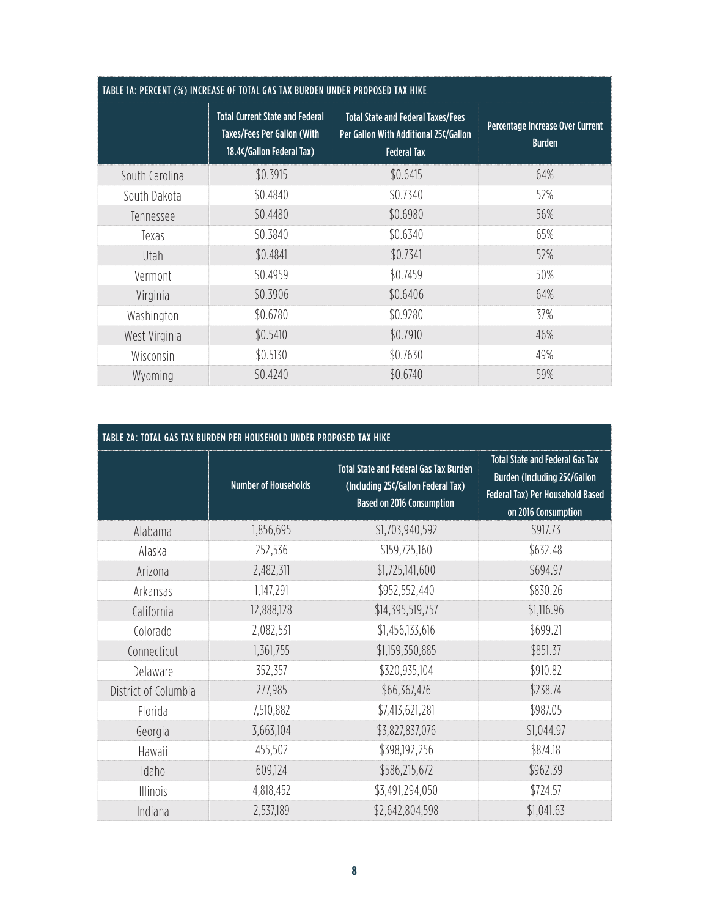| TABLE 1A: PERCENT (%) INCREASE OF TOTAL GAS TAX BURDEN UNDER PROPOSED TAX HIKE | | | |
|---|---|---|---|
| | Total Current State and Federal Taxes/Fees Per Gallon (With 18.4¢/Gallon Federal Tax) | Total State and Federal Taxes/Fees Per Gallon With Additional 25¢/Gallon Federal Tax | Percentage Increase Over Current Burden |
| South Carolina | $0.3915 | $0.6415 | 64% |
| South Dakota | $0.4840 | $0.7340 | 52% |
| Tennessee | $0.4480 | $0.6980 | 56% |
| Texas | $0.3840 | $0.6340 | 65% |
| Utah | $0.4841 | $0.7341 | 52% |
| Vermont | $0.4959 | $0.7459 | 50% |
| Virginia | $0.3906 | $0.6406 | 64% |
| Washington | $0.6780 | $0.9280 | 37% |
| West Virginia | $0.5410 | $0.7910 | 46% |
| Wisconsin | $0.5130 | $0.7630 | 49% |
| Wyoming | $0.4240 | $0.6740 | 59% |

| TABLE 2A: TOTAL GAS TAX BURDEN PER HOUSEHOLD UNDER PROPOSED TAX HIKE | | | |
|---|---|---|---|
| | Number of Households | Total State and Federal Gas Tax Burden (Including 25¢/Gallon Federal Tax) Based on 2016 Consumption | Total State and Federal Gas Tax Burden (Including 25¢/Gallon Federal Tax) Per Household Based on 2016 Consumption |
| Alabama | 1,856,695 | $1,703,940,592 | $917.73 |
| Alaska | 252,536 | $159,725,160 | $632.48 |
| Arizona | 2,482,311 | $1,725,141,600 | $694.97 |
| Arkansas | 1,147,291 | $952,552,440 | $830.26 |
| California | 12,888,128 | $14,395,519,757 | $1,116.96 |
| Colorado | 2,082,531 | $1,456,133,616 | $699.21 |
| Connecticut | 1,361,755 | $1,159,350,885 | $851.37 |
| Delaware | 352,357 | $320,935,104 | $910.82 |
| District of Columbia | 277,985 | $66,367,476 | $238.74 |
| Florida | 7,510,882 | $7,413,621,281 | $987.05 |
| Georgia | 3,663,104 | $3,827,837,076 | $1,044.97 |
| Hawaii | 455,502 | $398,192,256 | $874.18 |
| Idaho | 609,124 | $586,215,672 | $962.39 |
| Illinois | 4,818,452 | $3,491,294,050 | $724.57 |
| Indiana | 2,537,189 | $2,642,804,598 | $1,041.63 |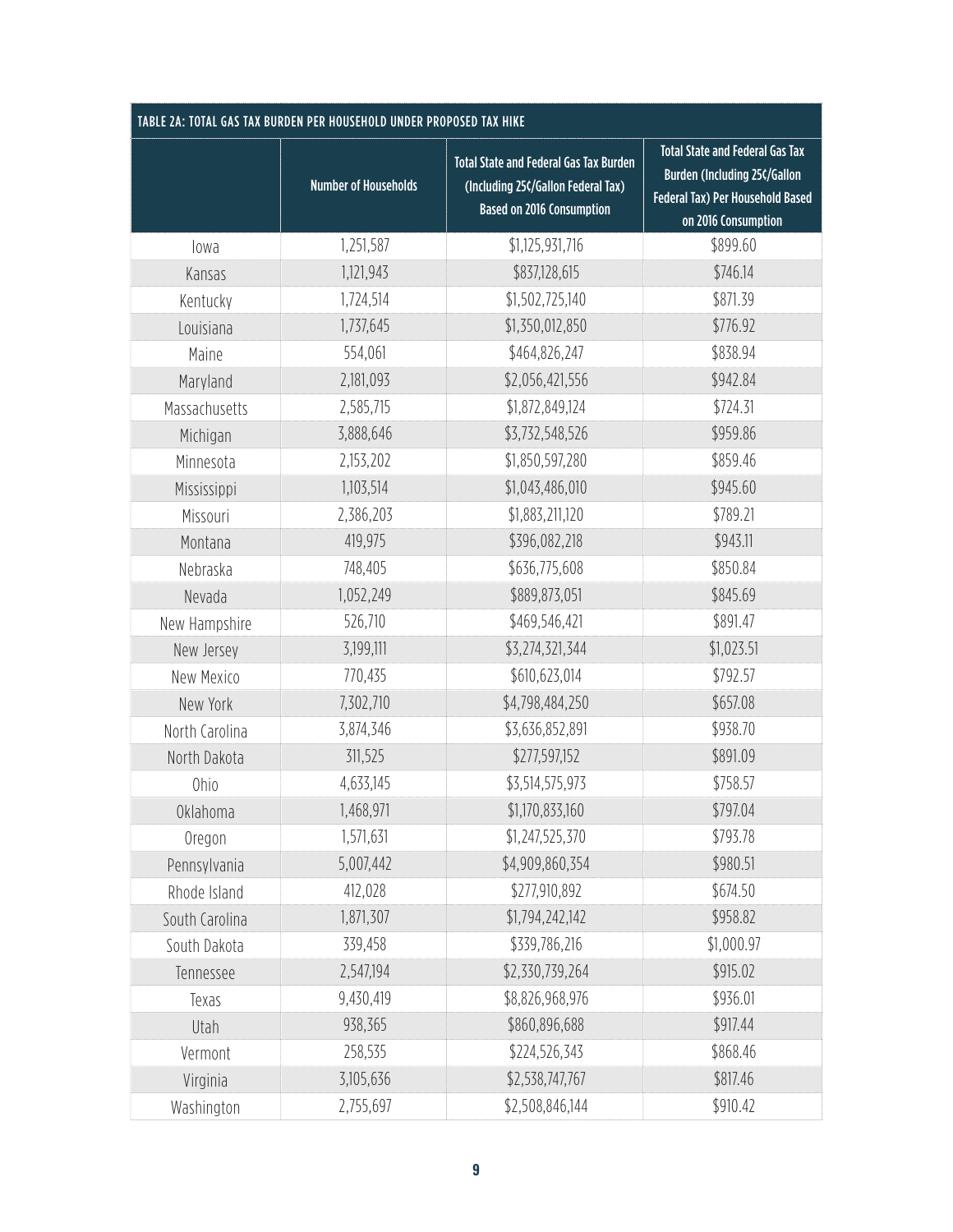| TABLE 2A: TOTAL GAS TAX BURDEN PER HOUSEHOLD UNDER PROPOSED TAX HIKE | | | |
|---|---|---|---|
| | Number of Households | Total State and Federal Gas Tax Burden (Including 25¢/Gallon Federal Tax) Based on 2016 Consumption | Total State and Federal Gas Tax Burden (Including 25¢/Gallon Federal Tax) Per Household Based on 2016 Consumption |
| Iowa | 1,251,587 | $1,125,931,716 | $899.60 |
| Kansas | 1,121,943 | $837,128,615 | $746.14 |
| Kentucky | 1,724,514 | $1,502,725,140 | $871.39 |
| Louisiana | 1,737,645 | $1,350,012,850 | $776.92 |
| Maine | 554,061 | $464,826,247 | $838.94 |
| Maryland | 2,181,093 | $2,056,421,556 | $942.84 |
| Massachusetts | 2,585,715 | $1,872,849,124 | $724.31 |
| Michigan | 3,888,646 | $3,732,548,526 | $959.86 |
| Minnesota | 2,153,202 | $1,850,597,280 | $859.46 |
| Mississippi | 1,103,514 | $1,043,486,010 | $945.60 |
| Missouri | 2,386,203 | $1,883,211,120 | $789.21 |
| Montana | 419,975 | $396,082,218 | $943.11 |
| Nebraska | 748,405 | $636,775,608 | $850.84 |
| Nevada | 1,052,249 | $889,873,051 | $845.69 |
| New Hampshire | 526,710 | $469,546,421 | $891.47 |
| New Jersey | 3,199,111 | $3,274,321,344 | $1,023.51 |
| New Mexico | 770,435 | $610,623,014 | $792.57 |
| New York | 7,302,710 | $4,798,484,250 | $657.08 |
| North Carolina | 3,874,346 | $3,636,852,891 | $938.70 |
| North Dakota | 311,525 | $277,597,152 | $891.09 |
| Ohio | 4,633,145 | $3,514,575,973 | $758.57 |
| Oklahoma | 1,468,971 | $1,170,833,160 | $797.04 |
| Oregon | 1,571,631 | $1,247,525,370 | $793.78 |
| Pennsylvania | 5,007,442 | $4,909,860,354 | $980.51 |
| Rhode Island | 412,028 | $277,910,892 | $674.50 |
| South Carolina | 1,871,307 | $1,794,242,142 | $958.82 |
| South Dakota | 339,458 | $339,786,216 | $1,000.97 |
| Tennessee | 2,547,194 | $2,330,739,264 | $915.02 |
| Texas | 9,430,419 | $8,826,968,976 | $936.01 |
| Utah | 938,365 | $860,896,688 | $917.44 |
| Vermont | 258,535 | $224,526,343 | $868.46 |
| Virginia | 3,105,636 | $2,538,747,767 | $817.46 |
| Washington | 2,755,697 | $2,508,846,144 | $910.42 |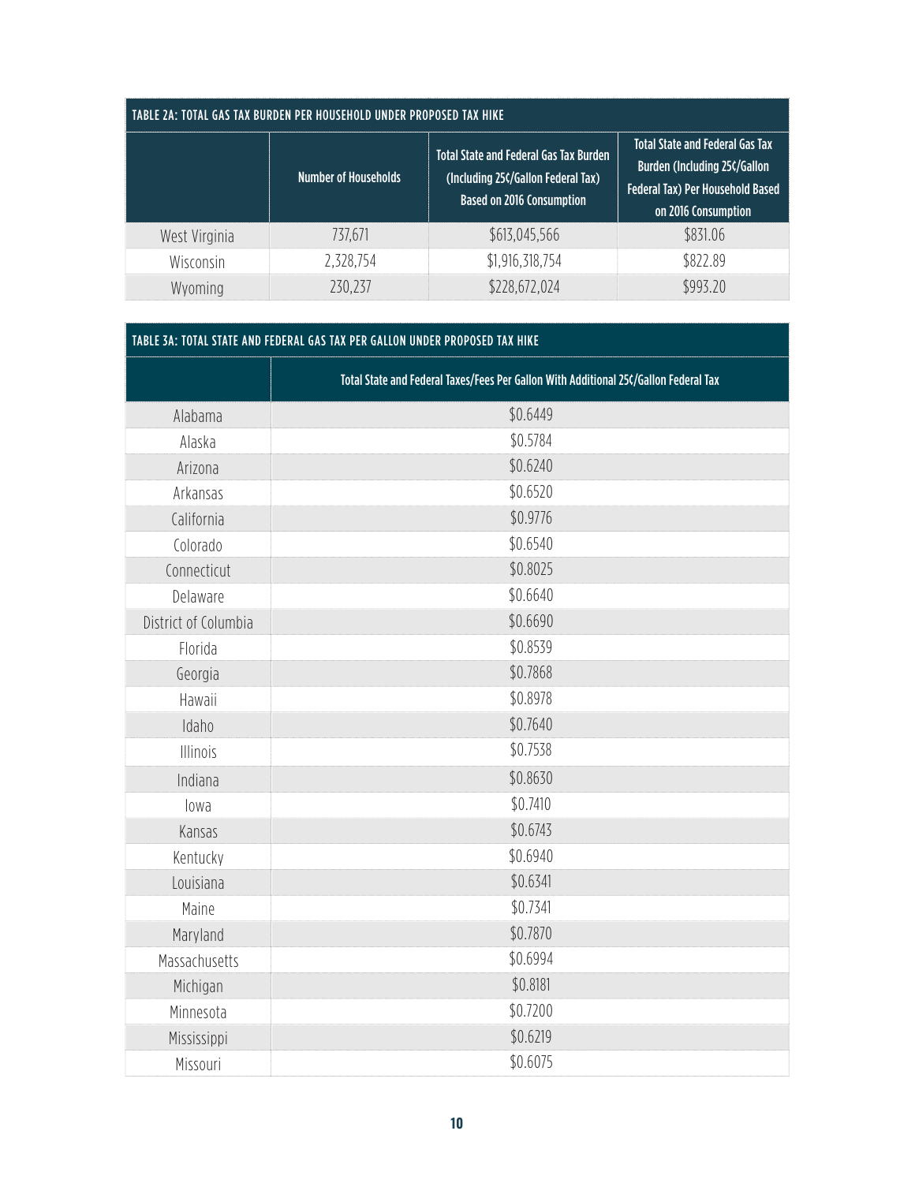| TABLE 2A: TOTAL GAS TAX BURDEN PER HOUSEHOLD UNDER PROPOSED TAX HIKE | | | |
|---|---|---|---|
| | Number of Households | Total State and Federal Gas Tax Burden (Including 25¢/Gallon Federal Tax) Based on 2016 Consumption | Total State and Federal Gas Tax Burden (Including 25¢/Gallon Federal Tax) Per Household Based on 2016 Consumption |
| West Virginia | 737,671 | $613,045,566 | $831.06 |
| Wisconsin | 2,328,754 | $1,916,318,754 | $822.89 |
| Wyoming | 230,237 | $228,672,024 | $993.20 |

| TABLE 3A: TOTAL STATE AND FEDERAL GAS TAX PER GALLON UNDER PROPOSED TAX HIKE | |
|---|---|
| | Total State and Federal Taxes/Fees Per Gallon With Additional 25¢/Gallon Federal Tax |
| Alabama | $0.6449 |
| Alaska | $0.5784 |
| Arizona | $0.6240 |
| Arkansas | $0.6520 |
| California | $0.9776 |
| Colorado | $0.6540 |
| Connecticut | $0.8025 |
| Delaware | $0.6640 |
| District of Columbia | $0.6690 |
| Florida | $0.8539 |
| Georgia | $0.7868 |
| Hawaii | $0.8978 |
| Idaho | $0.7640 |
| Illinois | $0.7538 |
| Indiana | $0.8630 |
| Iowa | $0.7410 |
| Kansas | $0.6743 |
| Kentucky | $0.6940 |
| Louisiana | $0.6341 |
| Maine | $0.7341 |
| Maryland | $0.7870 |
| Massachusetts | $0.6994 |
| Michigan | $0.8181 |
| Minnesota | $0.7200 |
| Mississippi | $0.6219 |
| Missouri | $0.6075 |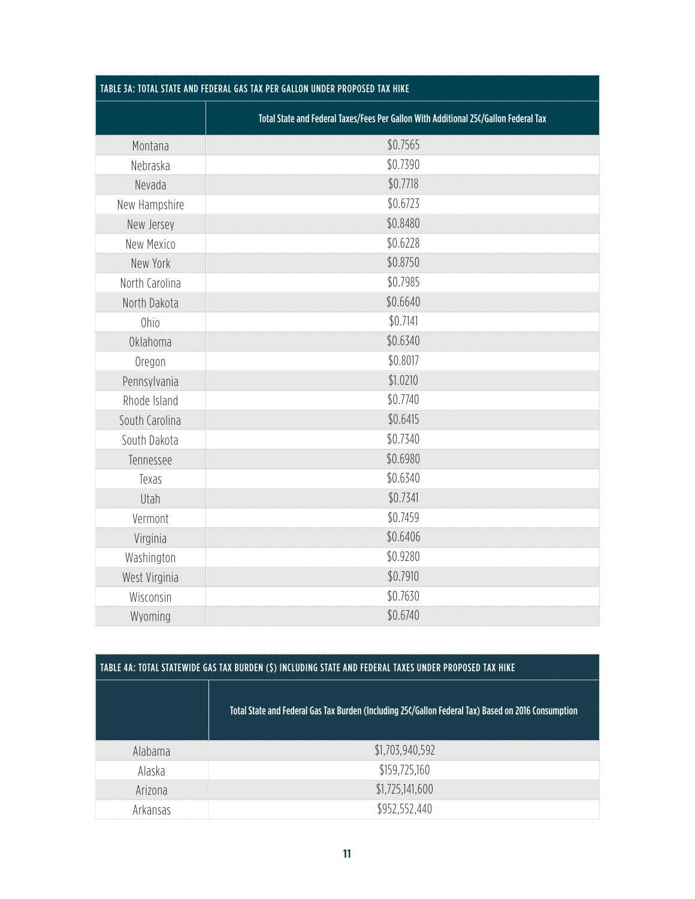| TABLE 3A: TOTAL STATE AND FEDERAL GAS TAX PER GALLON UNDER PROPOSED TAX HIKE | |
|---|---|
| | Total State and Federal Taxes/Fees Per Gallon With Additional 25¢/Gallon Federal Tax |
| Montana | $0.7565 |
| Nebraska | $0.7390 |
| Nevada | $0.7718 |
| New Hampshire | $0.6723 |
| New Jersey | $0.8480 |
| New Mexico | $0.6228 |
| New York | $0.8750 |
| North Carolina | $0.7985 |
| North Dakota | $0.6640 |
| Ohio | $0.7141 |
| Oklahoma | $0.6340 |
| Oregon | $0.8017 |
| Pennsylvania | $1.0210 |
| Rhode Island | $0.7740 |
| South Carolina | $0.6415 |
| South Dakota | $0.7340 |
| Tennessee | $0.6980 |
| Texas | $0.6340 |
| Utah | $0.7341 |
| Vermont | $0.7459 |
| Virginia | $0.6406 |
| Washington | $0.9280 |
| West Virginia | $0.7910 |
| Wisconsin | $0.7630 |
| Wyoming | $0.6740 |

| TABLE 4A: TOTAL STATEWIDE GAS TAX BURDEN ($) INCLUDING STATE AND FEDERAL TAXES UNDER PROPOSED TAX HIKE | |
|---|---|
| | Total State and Federal Gas Tax Burden (Including 25¢/Gallon Federal Tax) Based on 2016 Consumption |
| Alabama | $1,703,940,592 |
| Alaska | $159,725,160 |
| Arizona | $1,725,141,600 |
| Arkansas | $952,552,440 |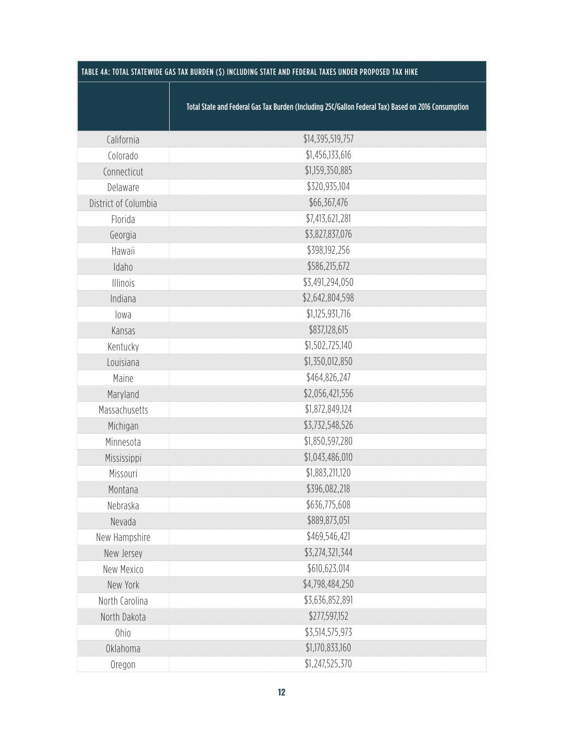| TABLE 4A: TOTAL STATEWIDE GAS TAX BURDEN ($) INCLUDING STATE AND FEDERAL TAXES UNDER PROPOSED TAX HIKE | |
|---|---|
| | Total State and Federal Gas Tax Burden (Including 25¢/Gallon Federal Tax) Based on 2016 Consumption |
| California | $14,395,519,757 |
| Colorado | $1,456,133,616 |
| Connecticut | $1,159,350,885 |
| Delaware | $320,935,104 |
| District of Columbia | $66,367,476 |
| Florida | $7,413,621,281 |
| Georgia | $3,827,837,076 |
| Hawaii | $398,192,256 |
| Idaho | $586,215,672 |
| Illinois | $3,491,294,050 |
| Indiana | $2,642,804,598 |
| Iowa | $1,125,931,716 |
| Kansas | $837,128,615 |
| Kentucky | $1,502,725,140 |
| Louisiana | $1,350,012,850 |
| Maine | $464,826,247 |
| Maryland | $2,056,421,556 |
| Massachusetts | $1,872,849,124 |
| Michigan | $3,732,548,526 |
| Minnesota | $1,850,597,280 |
| Mississippi | $1,043,486,010 |
| Missouri | $1,883,211,120 |
| Montana | $396,082,218 |
| Nebraska | $636,775,608 |
| Nevada | $889,873,051 |
| New Hampshire | $469,546,421 |
| New Jersey | $3,274,321,344 |
| New Mexico | $610,623,014 |
| New York | $4,798,484,250 |
| North Carolina | $3,636,852,891 |
| North Dakota | $277,597,152 |
| Ohio | $3,514,575,973 |
| Oklahoma | $1,170,833,160 |
| Oregon | $1,247,525,370 |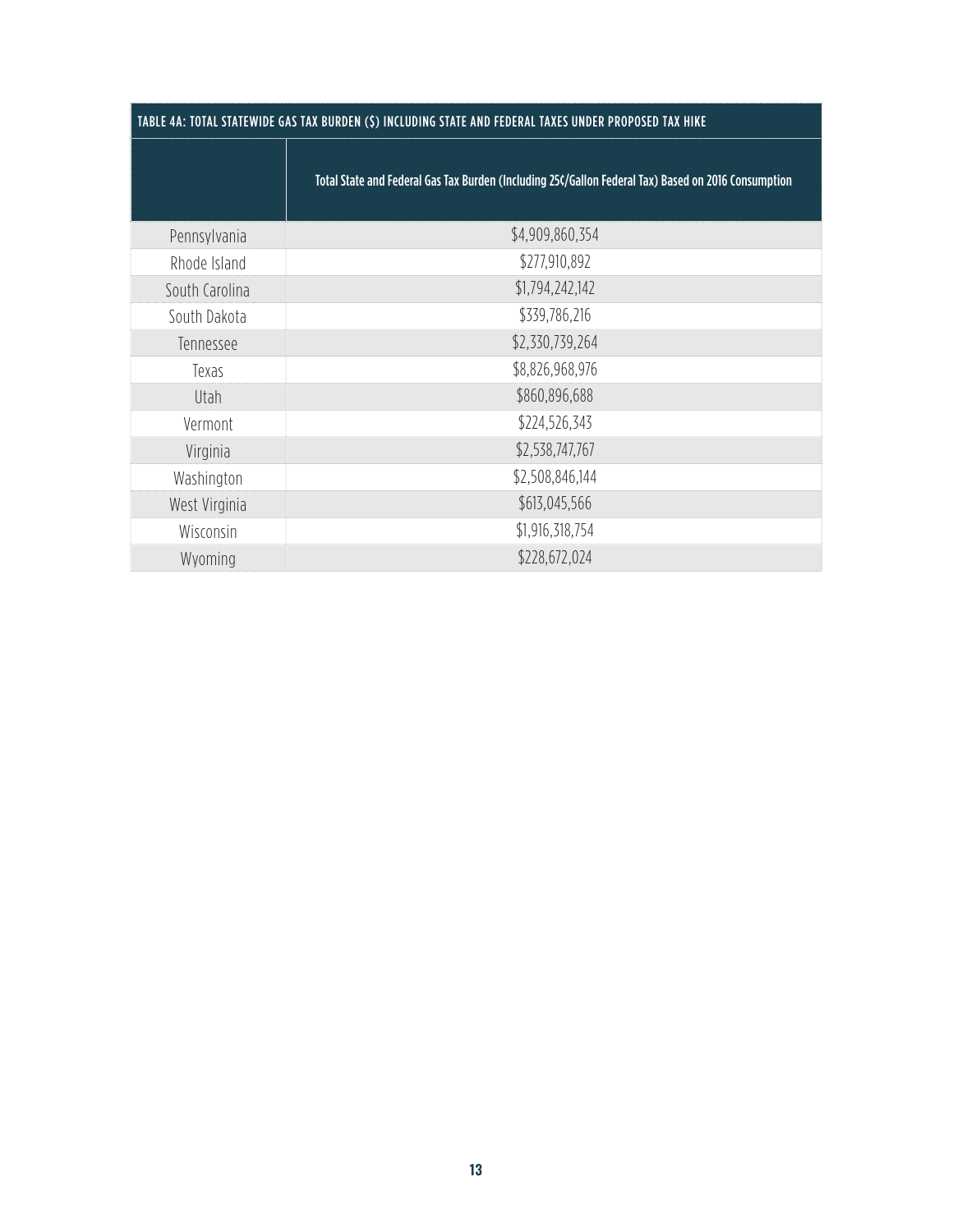| TABLE 4A: TOTAL STATEWIDE GAS TAX BURDEN ($) INCLUDING STATE AND FEDERAL TAXES UNDER PROPOSED TAX HIKE | |
|---|---|
| | Total State and Federal Gas Tax Burden (Including 25¢/Gallon Federal Tax) Based on 2016 Consumption |
| Pennsylvania | $4,909,860,354 |
| Rhode Island | $277,910,892 |
| South Carolina | $1,794,242,142 |
| South Dakota | $339,786,216 |
| Tennessee | $2,330,739,264 |
| Texas | $8,826,968,976 |
| Utah | $860,896,688 |
| Vermont | $224,526,343 |
| Virginia | $2,538,747,767 |
| Washington | $2,508,846,144 |
| West Virginia | $613,045,566 |
| Wisconsin | $1,916,318,754 |
| Wyoming | $228,672,024 |